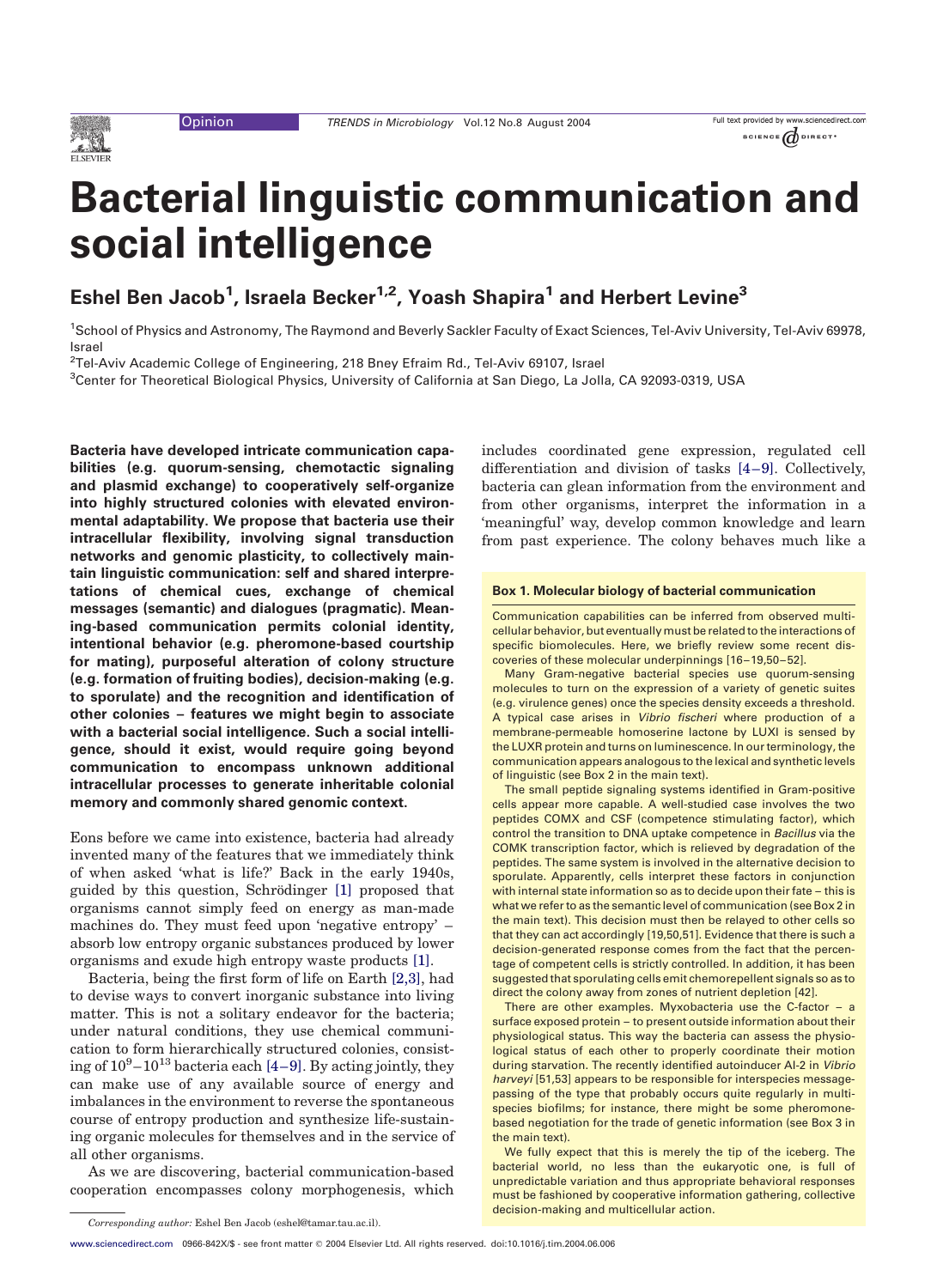# Bacterial linguistic communication and social intelligence

**Eshel Ben Jacob[1], Israela Becker[1,2], Yoash Shapira[1] and Herbert Levine[3]**

[1]School of Physics and Astronomy, The Raymond and Beverly Sackler Faculty of Exact Sciences, Tel-Aviv University, Tel-Aviv 69978, Israel

[2]Tel-Aviv Academic College of Engineering, 218 Bney Efraim Rd., Tel-Aviv 69107, Israel

[3]Center for Theoretical Biological Physics, University of California at San Diego, La Jolla, CA 92093-0319, USA

**Bacteria have developed intricate communication capabilities (e.g. quorum-sensing, chemotactic signaling and plasmid exchange) to cooperatively self-organize into highly structured colonies with elevated environmental adaptability. We propose that bacteria use their intracellular flexibility, involving signal transduction networks and genomic plasticity, to collectively maintain linguistic communication: self and shared interpretations of chemical cues, exchange of chemical messages (semantic) and dialogues (pragmatic). Meaning-based communication permits colonial identity, intentional behavior (e.g. pheromone-based courtship for mating), purposeful alteration of colony structure (e.g. formation of fruiting bodies), decision-making (e.g. to sporulate) and the recognition and identification of other colonies – features we might begin to associate with a bacterial social intelligence. Such a social intelligence, should it exist, would require going beyond communication to encompass unknown additional intracellular processes to generate inheritable colonial memory and commonly shared genomic context.**

Eons before we came into existence, bacteria had already invented many of the features that we immediately think of when asked 'what is life?' Back in the early 1940s, guided by this question, Schrödinger [1] proposed that organisms cannot simply feed on energy as man-made machines do. They must feed upon 'negative entropy' – absorb low entropy organic substances produced by lower organisms and exude high entropy waste products [1].

Bacteria, being the first form of life on Earth [2,3], had to devise ways to convert inorganic substance into living matter. This is not a solitary endeavor for the bacteria; under natural conditions, they use chemical communication to form hierarchically structured colonies, consisting of $10^9$–$10^{13}$ bacteria each [4–9]. By acting jointly, they can make use of any available source of energy and imbalances in the environment to reverse the spontaneous course of entropy production and synthesize life-sustaining organic molecules for themselves and in the service of all other organisms.

As we are discovering, bacterial communication-based cooperation encompasses colony morphogenesis, which includes coordinated gene expression, regulated cell differentiation and division of tasks [4–9]. Collectively, bacteria can glean information from the environment and from other organisms, interpret the information in a 'meaningful' way, develop common knowledge and learn from past experience. The colony behaves much like a

> **Box 1. Molecular biology of bacterial communication**
>
> Communication capabilities can be inferred from observed multicellular behavior, but eventually must be related to the interactions of specific biomolecules. Here, we briefly review some recent discoveries of these molecular underpinnings [16–19,50–52].
>
> Many Gram-negative bacterial species use quorum-sensing molecules to turn on the expression of a variety of genetic suites (e.g. virulence genes) once the species density exceeds a threshold. A typical case arises in *Vibrio fischeri* where production of a membrane-permeable homoserine lactone by LUXI is sensed by the LUXR protein and turns on luminescence. In our terminology, the communication appears analogous to the lexical and synthetic levels of linguistic (see Box 2 in the main text).
>
> The small peptide signaling systems identified in Gram-positive cells appear more capable. A well-studied case involves the two peptides COMX and CSF (competence stimulating factor), which control the transition to DNA uptake competence in *Bacillus* via the COMK transcription factor, which is relieved by degradation of the peptides. The same system is involved in the alternative decision to sporulate. Apparently, cells interpret these factors in conjunction with internal state information so as to decide upon their fate – this is what we refer to as the semantic level of communication (see Box 2 in the main text). This decision must then be relayed to other cells so that they can act accordingly [19,50,51]. Evidence that there is such a decision-generated response comes from the fact that the percentage of competent cells is strictly controlled. In addition, it has been suggested that sporulating cells emit chemorepellent signals so as to direct the colony away from zones of nutrient depletion [42].
>
> There are other examples. Myxobacteria use the C-factor – a surface exposed protein – to present outside information about their physiological status. This way the bacteria can assess the physiological status of each other to properly coordinate their motion during starvation. The recently identified autoinducer AI-2 in *Vibrio harveyi* [51,53] appears to be responsible for interspecies message-passing of the type that probably occurs quite regularly in multi-species biofilms; for instance, there might be some pheromone-based negotiation for the trade of genetic information (see Box 3 in the main text).
>
> We fully expect that this is merely the tip of the iceberg. The bacterial world, no less than the eukaryotic one, is full of unpredictable variation and thus appropriate behavioral responses must be fashioned by cooperative information gathering, collective decision-making and multicellular action.

*Corresponding author:* Eshel Ben Jacob (eshel@tamar.tau.ac.il).

www.sciencedirect.com 0966-842X/$ - see front matter © 2004 Elsevier Ltd. All rights reserved. doi:10.1016/j.tim.2004.06.006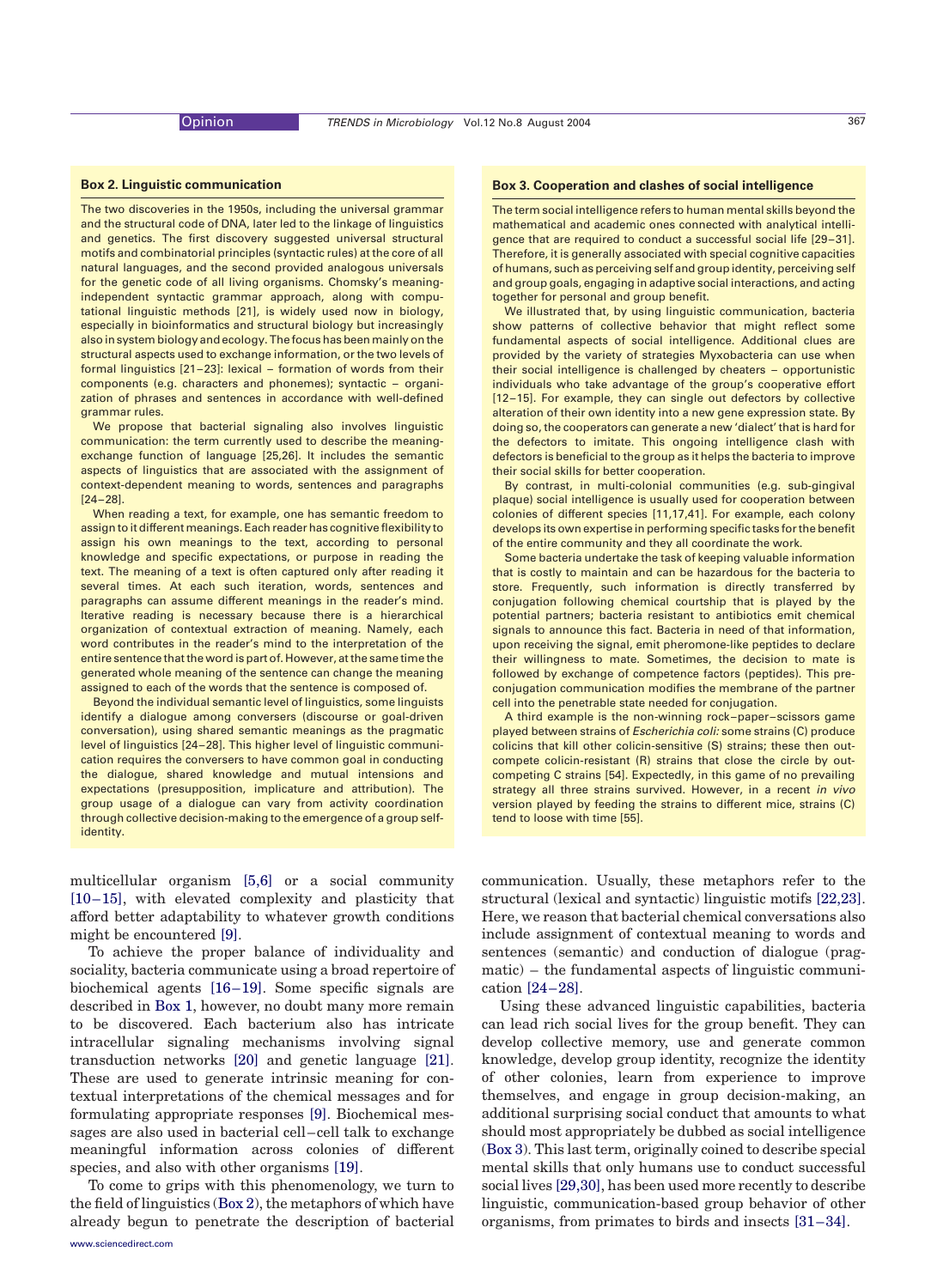### Box 2. Linguistic communication

The two discoveries in the 1950s, including the universal grammar and the structural code of DNA, later led to the linkage of linguistics and genetics. The first discovery suggested universal structural motifs and combinatorial principles (syntactic rules) at the core of all natural languages, and the second provided analogous universals for the genetic code of all living organisms. Chomsky's meaning-independent syntactic grammar approach, along with computational linguistic methods [21], is widely used now in biology, especially in bioinformatics and structural biology but increasingly also in system biology and ecology. The focus has been mainly on the structural aspects used to exchange information, or the two levels of formal linguistics [21–23]: lexical – formation of words from their components (e.g. characters and phonemes); syntactic – organization of phrases and sentences in accordance with well-defined grammar rules.

We propose that bacterial signaling also involves linguistic communication: the term currently used to describe the meaning-exchange function of language [25,26]. It includes the semantic aspects of linguistics that are associated with the assignment of context-dependent meaning to words, sentences and paragraphs [24–28].

When reading a text, for example, one has semantic freedom to assign to it different meanings. Each reader has cognitive flexibility to assign his own meanings to the text, according to personal knowledge and specific expectations, or purpose in reading the text. The meaning of a text is often captured only after reading it several times. At each such iteration, words, sentences and paragraphs can assume different meanings in the reader's mind. Iterative reading is necessary because there is a hierarchical organization of contextual extraction of meaning. Namely, each word contributes in the reader's mind to the interpretation of the entire sentence that the word is part of. However, at the same time the generated whole meaning of the sentence can change the meaning assigned to each of the words that the sentence is composed of.

Beyond the individual semantic level of linguistics, some linguists identify a dialogue among conversers (discourse or goal-driven conversation), using shared semantic meanings as the pragmatic level of linguistics [24–28]. This higher level of linguistic communication requires the conversers to have common goal in conducting the dialogue, shared knowledge and mutual intensions and expectations (presupposition, implicature and attribution). The group usage of a dialogue can vary from activity coordination through collective decision-making to the emergence of a group self-identity.

### Box 3. Cooperation and clashes of social intelligence

The term social intelligence refers to human mental skills beyond the mathematical and academic ones connected with analytical intelligence that are required to conduct a successful social life [29–31]. Therefore, it is generally associated with special cognitive capacities of humans, such as perceiving self and group identity, perceiving self and group goals, engaging in adaptive social interactions, and acting together for personal and group benefit.

We illustrated that, by using linguistic communication, bacteria show patterns of collective behavior that might reflect some fundamental aspects of social intelligence. Additional clues are provided by the variety of strategies Myxobacteria can use when their social intelligence is challenged by cheaters – opportunistic individuals who take advantage of the group's cooperative effort [12–15]. For example, they can single out defectors by collective alteration of their own identity into a new gene expression state. By doing so, the cooperators can generate a new 'dialect' that is hard for the defectors to imitate. This ongoing intelligence clash with defectors is beneficial to the group as it helps the bacteria to improve their social skills for better cooperation.

By contrast, in multi-colonial communities (e.g. sub-gingival plaque) social intelligence is usually used for cooperation between colonies of different species [11,17,41]. For example, each colony develops its own expertise in performing specific tasks for the benefit of the entire community and they all coordinate the work.

Some bacteria undertake the task of keeping valuable information that is costly to maintain and can be hazardous for the bacteria to store. Frequently, such information is directly transferred by conjugation following chemical courtship that is played by the potential partners; bacteria resistant to antibiotics emit chemical signals to announce this fact. Bacteria in need of that information, upon receiving the signal, emit pheromone-like peptides to declare their willingness to mate. Sometimes, the decision to mate is followed by exchange of competence factors (peptides). This pre-conjugation communication modifies the membrane of the partner cell into the penetrable state needed for conjugation.

A third example is the non-winning rock–paper–scissors game played between strains of *Escherichia coli*: some strains (C) produce colicins that kill other colicin-sensitive (S) strains; these then outcompete colicin-resistant (R) strains that close the circle by outcompeting C strains [54]. Expectedly, in this game of no prevailing strategy all three strains survived. However, in a recent *in vivo* version played by feeding the strains to different mice, strains (C) tend to loose with time [55].

multicellular organism [5,6] or a social community [10–15], with elevated complexity and plasticity that afford better adaptability to whatever growth conditions might be encountered [9].

To achieve the proper balance of individuality and sociality, bacteria communicate using a broad repertoire of biochemical agents [16–19]. Some specific signals are described in Box 1, however, no doubt many more remain to be discovered. Each bacterium also has intricate intracellular signaling mechanisms involving signal transduction networks [20] and genetic language [21]. These are used to generate intrinsic meaning for contextual interpretations of the chemical messages and for formulating appropriate responses [9]. Biochemical messages are also used in bacterial cell–cell talk to exchange meaningful information across colonies of different species, and also with other organisms [19].

To come to grips with this phenomenology, we turn to the field of linguistics (Box 2), the metaphors of which have already begun to penetrate the description of bacterial communication. Usually, these metaphors refer to the structural (lexical and syntactic) linguistic motifs [22,23]. Here, we reason that bacterial chemical conversations also include assignment of contextual meaning to words and sentences (semantic) and conduction of dialogue (pragmatic) – the fundamental aspects of linguistic communication [24–28].

Using these advanced linguistic capabilities, bacteria can lead rich social lives for the group benefit. They can develop collective memory, use and generate common knowledge, develop group identity, recognize the identity of other colonies, learn from experience to improve themselves, and engage in group decision-making, an additional surprising social conduct that amounts to what should most appropriately be dubbed as social intelligence (Box 3). This last term, originally coined to describe special mental skills that only humans use to conduct successful social lives [29,30], has been used more recently to describe linguistic, communication-based group behavior of other organisms, from primates to birds and insects [31–34].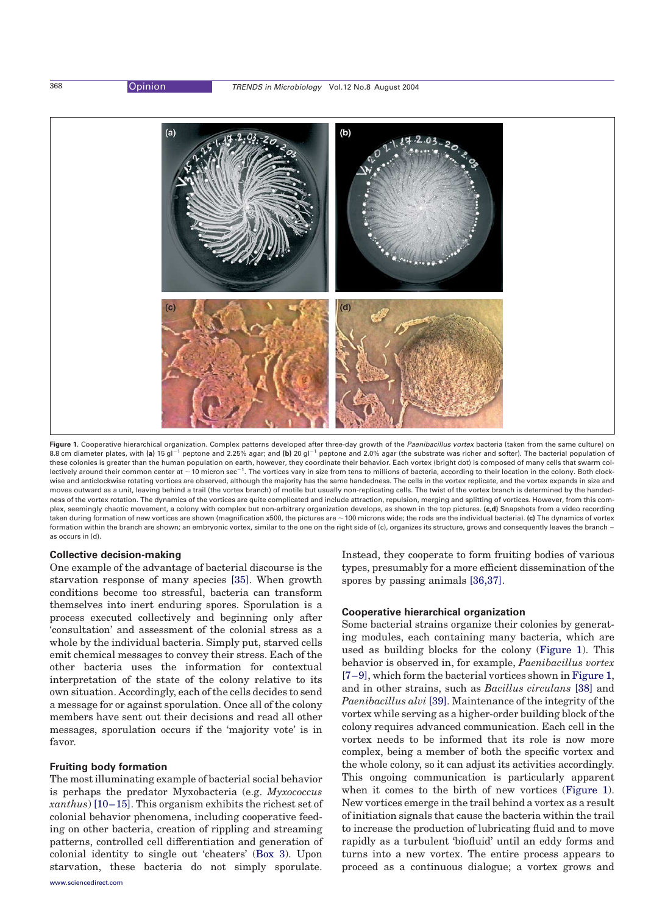**Figure 1**. Cooperative hierarchical organization. Complex patterns developed after three-day growth of the *Paenibacillus vortex* bacteria (taken from the same culture) on 8.8 cm diameter plates, with **(a)** 15 g$l^{-1}$ peptone and 2.25% agar; and **(b)** 20 g$l^{-1}$ peptone and 2.0% agar (the substrate was richer and softer). The bacterial population of these colonies is greater than the human population on earth, however, they coordinate their behavior. Each vortex (bright dot) is composed of many cells that swarm collectively around their common center at ~10 micron sec$^{-1}$. The vortices vary in size from tens to millions of bacteria, according to their location in the colony. Both clockwise and anticlockwise rotating vortices are observed, although the majority has the same handedness. The cells in the vortex replicate, and the vortex expands in size and moves outward as a unit, leaving behind a trail (the vortex branch) of motile but usually non-replicating cells. The twist of the vortex branch is determined by the handedness of the vortex rotation. The dynamics of the vortices are quite complicated and include attraction, repulsion, merging and splitting of vortices. However, from this complex, seemingly chaotic movement, a colony with complex but non-arbitrary organization develops, as shown in the top pictures. **(c,d)** Snapshots from a video recording taken during formation of new vortices are shown (magnification x500, the pictures are ~100 microns wide; the rods are the individual bacteria). **(c)** The dynamics of vortex formation within the branch are shown; an embryonic vortex, similar to the one on the right side of (c), organizes its structure, grows and consequently leaves the branch – as occurs in (d).

### Collective decision-making

One example of the advantage of bacterial discourse is the starvation response of many species [35]. When growth conditions become too stressful, bacteria can transform themselves into inert enduring spores. Sporulation is a process executed collectively and beginning only after 'consultation' and assessment of the colonial stress as a whole by the individual bacteria. Simply put, starved cells emit chemical messages to convey their stress. Each of the other bacteria uses the information for contextual interpretation of the state of the colony relative to its own situation. Accordingly, each of the cells decides to send a message for or against sporulation. Once all of the colony members have sent out their decisions and read all other messages, sporulation occurs if the 'majority vote' is in favor.

### Fruiting body formation

The most illuminating example of bacterial social behavior is perhaps the predator Myxobacteria (e.g. *Myxococcus xanthus*) [10–15]. This organism exhibits the richest set of colonial behavior phenomena, including cooperative feeding on other bacteria, creation of rippling and streaming patterns, controlled cell differentiation and generation of colonial identity to single out 'cheaters' (Box 3). Upon starvation, these bacteria do not simply sporulate. Instead, they cooperate to form fruiting bodies of various types, presumably for a more efficient dissemination of the spores by passing animals [36,37].

### Cooperative hierarchical organization

Some bacterial strains organize their colonies by generating modules, each containing many bacteria, which are used as building blocks for the colony (Figure 1). This behavior is observed in, for example, *Paenibacillus vortex* [7–9], which form the bacterial vortices shown in Figure 1, and in other strains, such as *Bacillus circulans* [38] and *Paenibacillus alvi* [39]. Maintenance of the integrity of the vortex while serving as a higher-order building block of the colony requires advanced communication. Each cell in the vortex needs to be informed that its role is now more complex, being a member of both the specific vortex and the whole colony, so it can adjust its activities accordingly. This ongoing communication is particularly apparent when it comes to the birth of new vortices (Figure 1). New vortices emerge in the trail behind a vortex as a result of initiation signals that cause the bacteria within the trail to increase the production of lubricating fluid and to move rapidly as a turbulent 'biofluid' until an eddy forms and turns into a new vortex. The entire process appears to proceed as a continuous dialogue; a vortex grows and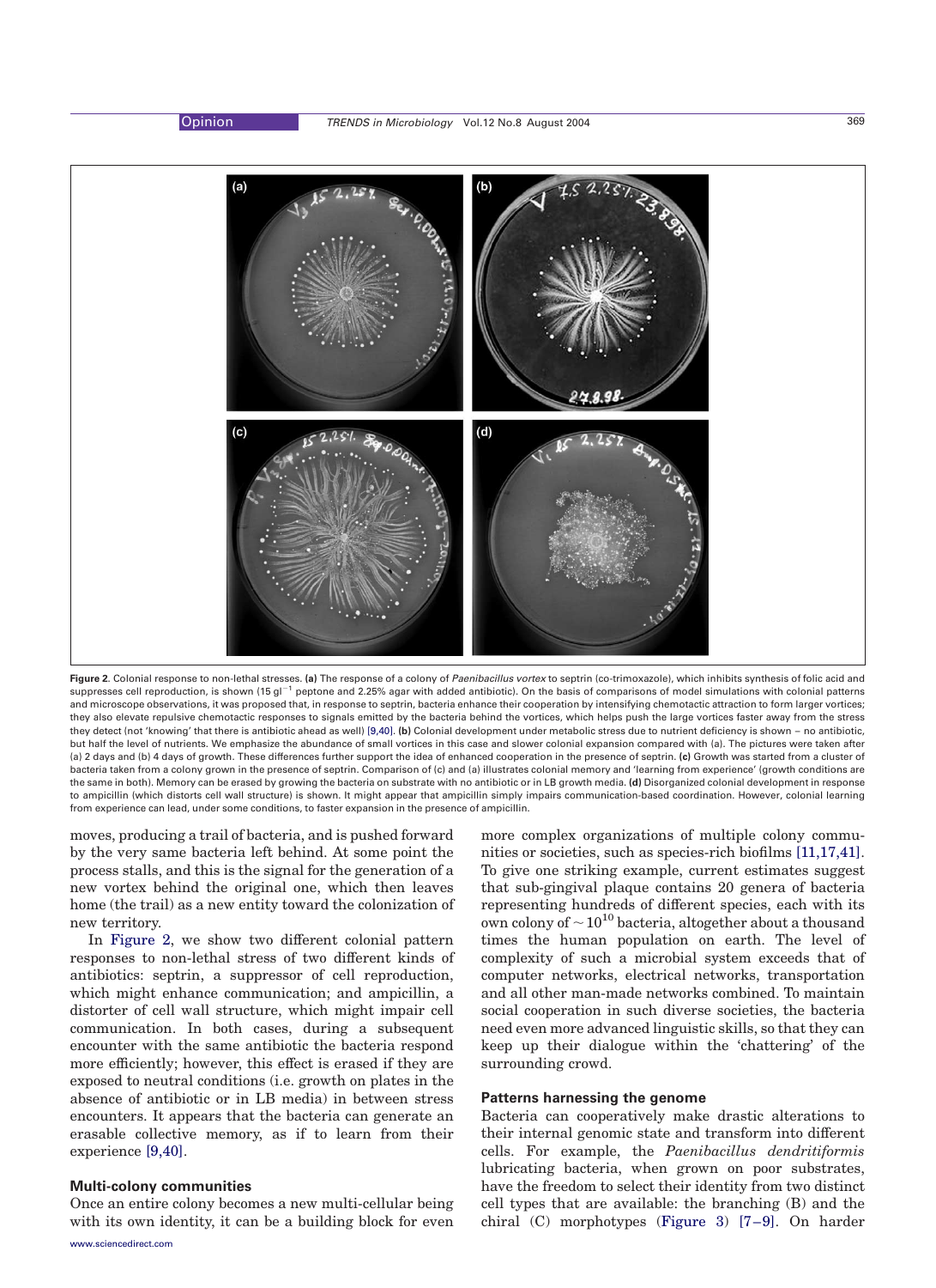**Figure 2.** Colonial response to non-lethal stresses. **(a)** The response of a colony of *Paenibacillus vortex* to septrin (co-trimoxazole), which inhibits synthesis of folic acid and suppresses cell reproduction, is shown (15 $\mathrm{g\,l^{-1}}$ peptone and 2.25% agar with added antibiotic). On the basis of comparisons of model simulations with colonial patterns and microscope observations, it was proposed that, in response to septrin, bacteria enhance their cooperation by intensifying chemotactic attraction to form larger vortices; they also elevate repulsive chemotactic responses to signals emitted by the bacteria behind the vortices, which helps push the large vortices faster away from the stress they detect (not 'knowing' that there is antibiotic ahead as well) [9,40]. **(b)** Colonial development under metabolic stress due to nutrient deficiency is shown – no antibiotic, but half the level of nutrients. We emphasize the abundance of small vortices in this case and slower colonial expansion compared with (a). The pictures were taken after (a) 2 days and (b) 4 days of growth. These differences further support the idea of enhanced cooperation in the presence of septrin. **(c)** Growth was started from a cluster of bacteria taken from a colony grown in the presence of septrin. Comparison of (c) and (a) illustrates colonial memory and 'learning from experience' (growth conditions are the same in both). Memory can be erased by growing the bacteria on substrate with no antibiotic or in LB growth media. **(d)** Disorganized colonial development in response to ampicillin (which distorts cell wall structure) is shown. It might appear that ampicillin simply impairs communication-based coordination. However, colonial learning from experience can lead, under some conditions, to faster expansion in the presence of ampicillin.

moves, producing a trail of bacteria, and is pushed forward by the very same bacteria left behind. At some point the process stalls, and this is the signal for the generation of a new vortex behind the original one, which then leaves home (the trail) as a new entity toward the colonization of new territory.

In Figure 2, we show two different colonial pattern responses to non-lethal stress of two different kinds of antibiotics: septrin, a suppressor of cell reproduction, which might enhance communication; and ampicillin, a distorter of cell wall structure, which might impair cell communication. In both cases, during a subsequent encounter with the same antibiotic the bacteria respond more efficiently; however, this effect is erased if they are exposed to neutral conditions (i.e. growth on plates in the absence of antibiotic or in LB media) in between stress encounters. It appears that the bacteria can generate an erasable collective memory, as if to learn from their experience [9,40].

## Multi-colony communities

Once an entire colony becomes a new multi-cellular being with its own identity, it can be a building block for even more complex organizations of multiple colony communities or societies, such as species-rich biofilms [11,17,41]. To give one striking example, current estimates suggest that sub-gingival plaque contains 20 genera of bacteria representing hundreds of different species, each with its own colony of $\sim 10^{10}$ bacteria, altogether about a thousand times the human population on earth. The level of complexity of such a microbial system exceeds that of computer networks, electrical networks, transportation and all other man-made networks combined. To maintain social cooperation in such diverse societies, the bacteria need even more advanced linguistic skills, so that they can keep up their dialogue within the 'chattering' of the surrounding crowd.

## Patterns harnessing the genome

Bacteria can cooperatively make drastic alterations to their internal genomic state and transform into different cells. For example, the *Paenibacillus dendritiformis* lubricating bacteria, when grown on poor substrates, have the freedom to select their identity from two distinct cell types that are available: the branching (B) and the chiral (C) morphotypes (Figure 3) [7–9]. On harder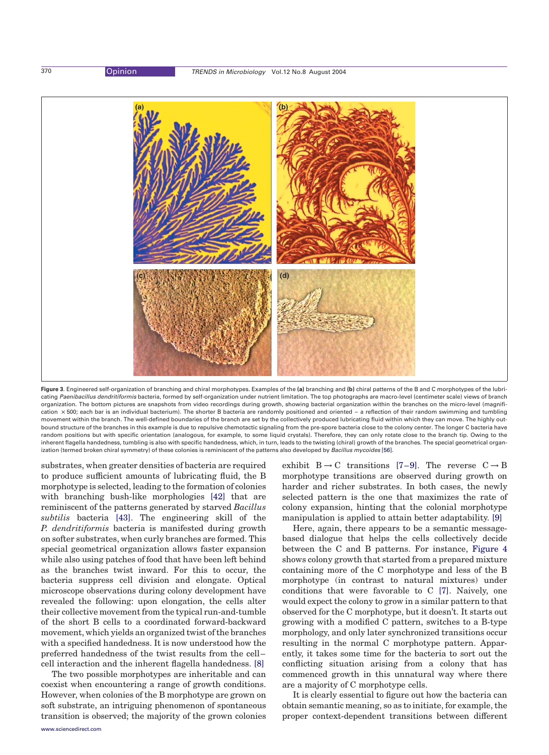**Figure 3**. Engineered self-organization of branching and chiral morphotypes. Examples of the **(a)** branching and **(b)** chiral patterns of the B and C morphotypes of the lubricating *Paenibacillus dendritiformis* bacteria, formed by self-organization under nutrient limitation. The top photographs are macro-level (centimeter scale) views of branch organization. The bottom pictures are snapshots from video recordings during growth, showing bacterial organization within the branches on the micro-level (magnification ×500; each bar is an individual bacterium). The shorter B bacteria are randomly positioned and oriented – a reflection of their random swimming and tumbling movement within the branch. The well-defined boundaries of the branch are set by the collectively produced lubricating fluid within which they can move. The highly outbound structure of the branches in this example is due to repulsive chemotactic signaling from the pre-spore bacteria close to the colony center. The longer C bacteria have random positions but with specific orientation (analogous, for example, to some liquid crystals). Therefore, they can only rotate close to the branch tip. Owing to the inherent flagella handedness, tumbling is also with specific handedness, which, in turn, leads to the twisting (chiral) growth of the branches. The special geometrical organization (termed broken chiral symmetry) of these colonies is reminiscent of the patterns also developed by *Bacillus mycoides* [56].

substrates, when greater densities of bacteria are required to produce sufficient amounts of lubricating fluid, the B morphotype is selected, leading to the formation of colonies with branching bush-like morphologies [42] that are reminiscent of the patterns generated by starved *Bacillus subtilis* bacteria [43]. The engineering skill of the *P. dendritiformis* bacteria is manifested during growth on softer substrates, when curly branches are formed. This special geometrical organization allows faster expansion while also using patches of food that have been left behind as the branches twist inward. For this to occur, the bacteria suppress cell division and elongate. Optical microscope observations during colony development have revealed the following: upon elongation, the cells alter their collective movement from the typical run-and-tumble of the short B cells to a coordinated forward-backward movement, which yields an organized twist of the branches with a specified handedness. It is now understood how the preferred handedness of the twist results from the cell–cell interaction and the inherent flagella handedness. [8]

The two possible morphotypes are inheritable and can coexist when encountering a range of growth conditions. However, when colonies of the B morphotype are grown on soft substrate, an intriguing phenomenon of spontaneous transition is observed; the majority of the grown colonies exhibit B → C transitions [7–9]. The reverse C → B morphotype transitions are observed during growth on harder and richer substrates. In both cases, the newly selected pattern is the one that maximizes the rate of colony expansion, hinting that the colonial morphotype manipulation is applied to attain better adaptability. [9]

Here, again, there appears to be a semantic message-based dialogue that helps the cells collectively decide between the C and B patterns. For instance, Figure 4 shows colony growth that started from a prepared mixture containing more of the C morphotype and less of the B morphotype (in contrast to natural mixtures) under conditions that were favorable to C [7]. Naively, one would expect the colony to grow in a similar pattern to that observed for the C morphotype, but it doesn't. It starts out growing with a modified C pattern, switches to a B-type morphology, and only later synchronized transitions occur resulting in the normal C morphotype pattern. Apparently, it takes some time for the bacteria to sort out the conflicting situation arising from a colony that has commenced growth in this unnatural way where there are a majority of C morphotype cells.

It is clearly essential to figure out how the bacteria can obtain semantic meaning, so as to initiate, for example, the proper context-dependent transitions between different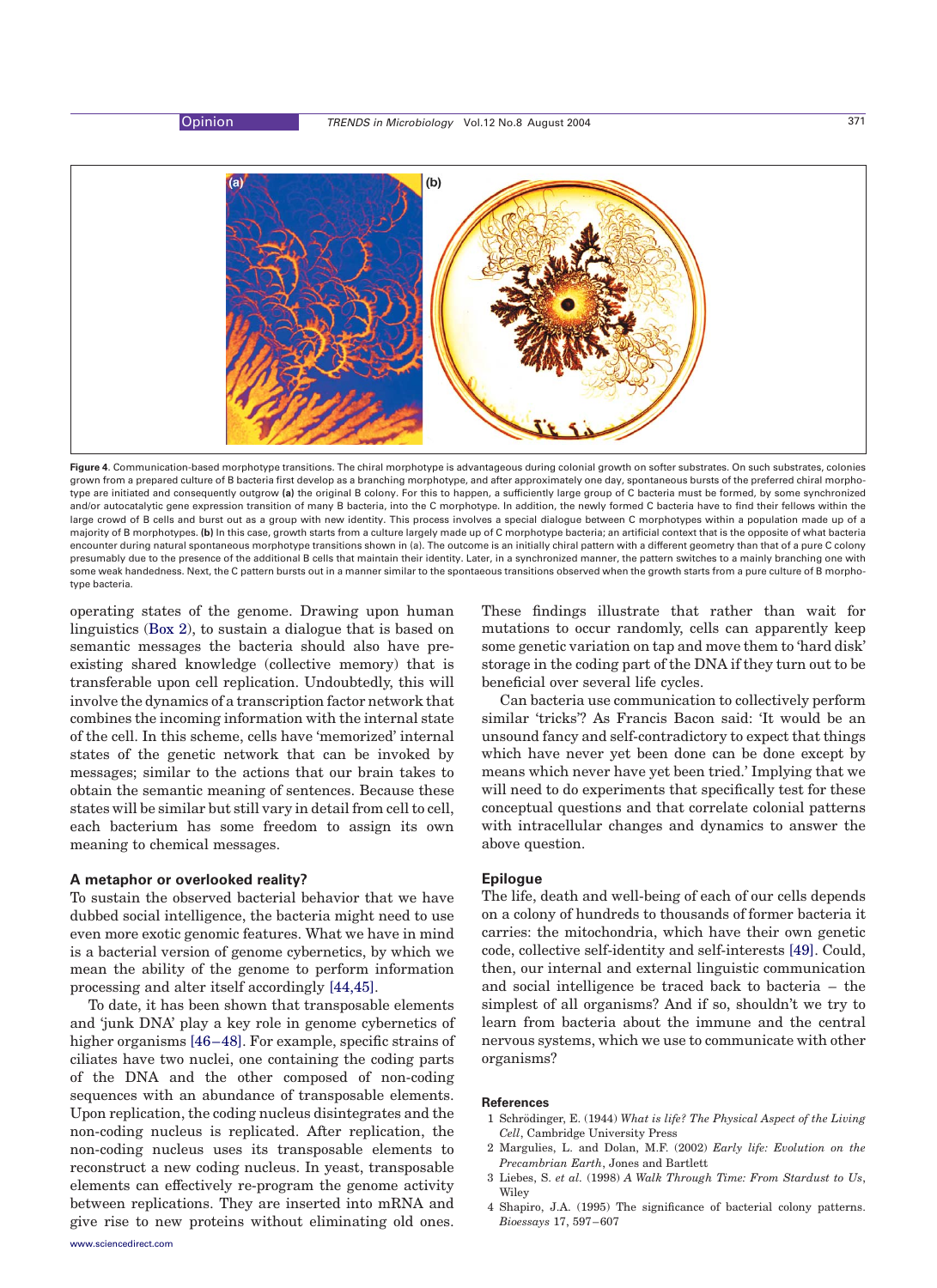**Figure 4**. Communication-based morphotype transitions. The chiral morphotype is advantageous during colonial growth on softer substrates. On such substrates, colonies grown from a prepared culture of B bacteria first develop as a branching morphotype, and after approximately one day, spontaneous bursts of the preferred chiral morphotype are initiated and consequently outgrow **(a)** the original B colony. For this to happen, a sufficiently large group of C bacteria must be formed, by some synchronized and/or autocatalytic gene expression transition of many B bacteria, into the C morphotype. In addition, the newly formed C bacteria have to find their fellows within the large crowd of B cells and burst out as a group with new identity. This process involves a special dialogue between C morphotypes within a population made up of a majority of B morphotypes. **(b)** In this case, growth starts from a culture largely made up of C morphotype bacteria; an artificial context that is the opposite of what bacteria encounter during natural spontaneous morphotype transitions shown in (a). The outcome is an initially chiral pattern with a different geometry than that of a pure C colony presumably due to the presence of the additional B cells that maintain their identity. Later, in a synchronized manner, the pattern switches to a mainly branching one with some weak handedness. Next, the C pattern bursts out in a manner similar to the spontaneous transitions observed when the growth starts from a pure culture of B morphotype bacteria.

operating states of the genome. Drawing upon human linguistics (Box 2), to sustain a dialogue that is based on semantic messages the bacteria should also have pre-existing shared knowledge (collective memory) that is transferable upon cell replication. Undoubtedly, this will involve the dynamics of a transcription factor network that combines the incoming information with the internal state of the cell. In this scheme, cells have 'memorized' internal states of the genetic network that can be invoked by messages; similar to the actions that our brain takes to obtain the semantic meaning of sentences. Because these states will be similar but still vary in detail from cell to cell, each bacterium has some freedom to assign its own meaning to chemical messages.

### A metaphor or overlooked reality?

To sustain the observed bacterial behavior that we have dubbed social intelligence, the bacteria might need to use even more exotic genomic features. What we have in mind is a bacterial version of genome cybernetics, by which we mean the ability of the genome to perform information processing and alter itself accordingly [44,45].

To date, it has been shown that transposable elements and 'junk DNA' play a key role in genome cybernetics of higher organisms [46–48]. For example, specific strains of ciliates have two nuclei, one containing the coding parts of the DNA and the other composed of non-coding sequences with an abundance of transposable elements. Upon replication, the coding nucleus disintegrates and the non-coding nucleus is replicated. After replication, the non-coding nucleus uses its transposable elements to reconstruct a new coding nucleus. In yeast, transposable elements can effectively re-program the genome activity between replications. They are inserted into mRNA and give rise to new proteins without eliminating old ones. These findings illustrate that rather than wait for mutations to occur randomly, cells can apparently keep some genetic variation on tap and move them to 'hard disk' storage in the coding part of the DNA if they turn out to be beneficial over several life cycles.

Can bacteria use communication to collectively perform similar 'tricks'? As Francis Bacon said: 'It would be an unsound fancy and self-contradictory to expect that things which have never yet been done can be done except by means which never have yet been tried.' Implying that we will need to do experiments that specifically test for these conceptual questions and that correlate colonial patterns with intracellular changes and dynamics to answer the above question.

### Epilogue

The life, death and well-being of each of our cells depends on a colony of hundreds to thousands of former bacteria it carries: the mitochondria, which have their own genetic code, collective self-identity and self-interests [49]. Could, then, our internal and external linguistic communication and social intelligence be traced back to bacteria – the simplest of all organisms? And if so, shouldn't we try to learn from bacteria about the immune and the central nervous systems, which we use to communicate with other organisms?

### References

1 Schrödinger, E. (1944) *What is life? The Physical Aspect of the Living Cell*, Cambridge University Press

2 Margulies, L. and Dolan, M.F. (2002) *Early life: Evolution on the Precambrian Earth*, Jones and Bartlett

3 Liebes, S. *et al.* (1998) *A Walk Through Time: From Stardust to Us*, Wiley

4 Shapiro, J.A. (1995) The significance of bacterial colony patterns. *Bioessays* 17, 597–607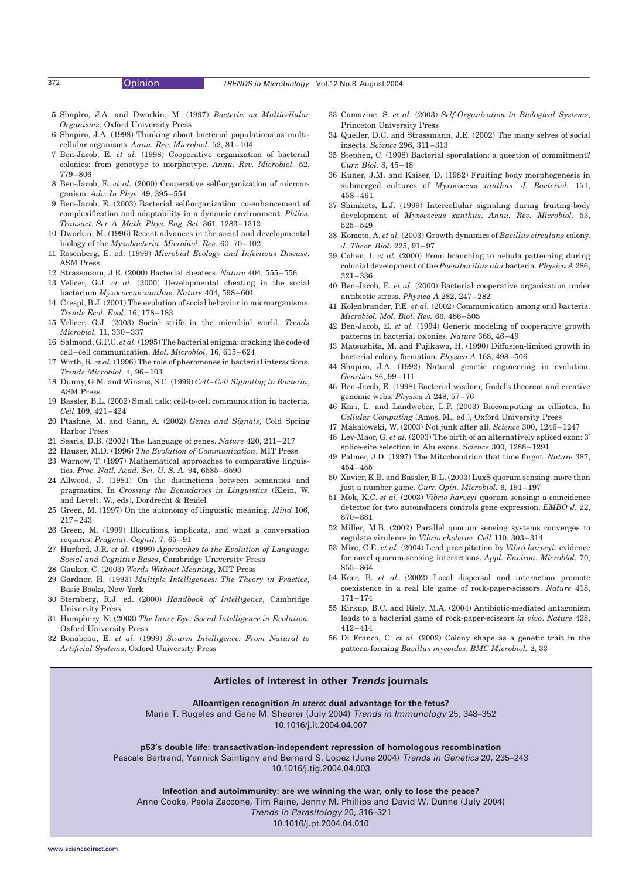5 Shapiro, J.A. and Dworkin, M. (1997) *Bacteria as Multicellular Organisms*, Oxford University Press

6 Shapiro, J.A. (1998) Thinking about bacterial populations as multicellular organisms. *Annu. Rev. Microbiol.* 52, 81–104

7 Ben-Jacob, E. *et al.* (1998) Cooperative organization of bacterial colonies: from genotype to morphotype. *Annu. Rev. Microbiol.* 52, 779–806

8 Ben-Jacob, E. *et al.* (2000) Cooperative self-organization of microorganism. *Adv. In Phys.* 49, 395–554

9 Ben-Jacob, E. (2003) Bacterial self-organization: co-enhancement of complexification and adaptability in a dynamic environment. *Philos. Transact. Ser. A. Math. Phys. Eng. Sci.* 361, 1283–1312

10 Dworkin, M. (1996) Recent advances in the social and developmental biology of the *Myxobacteria*. *Microbiol. Rev.* 60, 70–102

11 Rosenberg, E. ed. (1999) *Microbial Ecology and Infectious Disease*, ASM Press

12 Strassmann, J.E. (2000) Bacterial cheaters. *Nature* 404, 555–556

13 Velicer, G.J. *et al.* (2000) Developmental cheating in the social bacterium *Myxococcus xanthus*. *Nature* 404, 598–601

14 Crespi, B.J. (2001) The evolution of social behavior in microorganisms. *Trends Ecol. Evol.* 16, 178–183

15 Velicer, G.J. (2003) Social strife in the microbial world. *Trends Microbiol.* 11, 330–337

16 Salmond, G.P.C. *et al.* (1995) The bacterial enigma: cracking the code of cell–cell communication. *Mol. Microbiol.* 16, 615–624

17 Wirth, R. *et al.* (1996) The role of pheromones in bacterial interactions. *Trends Microbiol.* 4, 96–103

18 Dunny, G.M. and Winans, S.C. (1999) *Cell–Cell Signaling in Bacteria*, ASM Press

19 Bassler, B.L. (2002) Small talk: cell-to-cell communication in bacteria. *Cell* 109, 421–424

20 Ptashne, M. and Gann, A. (2002) *Genes and Signals*, Cold Spring Harbor Press

21 Searls, D.B. (2002) The Language of genes. *Nature* 420, 211–217

22 Hauser, M.D. (1996) *The Evolution of Communication*, MIT Press

23 Warnow, T. (1997) Mathematical approaches to comparative linguistics. *Proc. Natl. Acad. Sci. U. S. A.* 94, 6585–6590

24 Allwood, J. (1981) On the distinctions between semantics and pragmatics. In *Crossing the Boundaries in Linguistics* (Klein, W. and Levelt, W., eds), Dordrecht & Reidel

25 Green, M. (1997) On the autonomy of linguistic meaning. *Mind* 106, 217–243

26 Green, M. (1999) Illocutions, implicata, and what a conversation requires. *Pragmat. Cognit.* 7, 65–91

27 Hurford, J.R. *et al.* (1999) *Approaches to the Evolution of Language: Social and Cognitive Bases*, Cambridge University Press

28 Gauker, C. (2003) *Words Without Meaning*, MIT Press

29 Gardner, H. (1993) *Multiple Intelligences: The Theory in Practice*, Basic Books, New York

30 Sternberg, R.J. ed. (2000) *Handbook of Intelligence*, Cambridge University Press

31 Humphery, N. (2003) *The Inner Eye: Social Intelligence in Evolution*, Oxford University Press

32 Bonabeau, E. *et al.* (1999) *Swarm Intelligence: From Natural to Artificial Systems*, Oxford University Press

33 Camazine, S. *et al.* (2003) *Self-Organization in Biological Systems*, Princeton University Press

34 Queller, D.C. and Strassmann, J.E. (2002) The many selves of social insects. *Science* 296, 311–313

35 Stephen, C. (1998) Bacterial sporulation: a question of commitment? *Curr. Biol.* 8, 45–48

36 Kuner, J.M. and Kaiser, D. (1982) Fruiting body morphogenesis in submerged cultures of *Myxococcus xanthus*. *J. Bacteriol.* 151, 458–461

37 Shimkets, L.J. (1999) Intercellular signaling during fruiting-body development of *Myxococcus xanthus*. *Annu. Rev. Microbiol.* 53, 525–549

38 Komoto, A. *et al.* (2003) Growth dynamics of *Bacillus circulans* colony. *J. Theor. Biol.* 225, 91–97

39 Cohen, I. *et al.* (2000) From branching to nebula patterning during colonial development of the *Paenibacillus alvi* bacteria. *Physica A* 286, 321–336

40 Ben-Jacob, E. *et al.* (2000) Bacterial cooperative organization under antibiotic stress. *Physica A* 282, 247–282

41 Kolenbrander, P.E. *et al.* (2002) Communication among oral bacteria. *Microbiol. Mol. Biol. Rev.* 66, 486–505

42 Ben-Jacob, E. *et al.* (1994) Generic modeling of cooperative growth patterns in bacterial colonies. *Nature* 368, 46–49

43 Matsushita, M. and Fujikawa, H. (1990) Diffusion-limited growth in bacterial colony formation. *Physica A* 168, 498–506

44 Shapiro, J.A. (1992) Natural genetic engineering in evolution. *Genetica* 86, 99–111

45 Ben-Jacob, E. (1998) Bacterial wisdom, Godel's theorem and creative genomic webs. *Physica A* 248, 57–76

46 Kari, L. and Landweber, L.F. (2003) Biocomputing in cilliates. In *Cellular Computing* (Amos, M., ed.), Oxford University Press

47 Makalowski, W. (2003) Not junk after all. *Science* 300, 1246–1247

48 Lev-Maor, G. *et al.* (2003) The birth of an alternatively spliced exon: 3′ splice-site selection in Alu exons. *Science* 300, 1288–1291

49 Palmer, J.D. (1997) The Mitochondrion that time forgot. *Nature* 387, 454–455

50 Xavier, K.B. and Bassler, B.L. (2003) LuxS quorum sensing: more than just a number game. *Curr. Opin. Microbiol.* 6, 191–197

51 Mok, K.C. *et al.* (2003) *Vibrio harveyi* quorum sensing: a coincidence detector for two autoinducers controls gene expression. *EMBO J.* 22, 870–881

52 Miller, M.B. (2002) Parallel quorum sensing systems converges to regulate virulence in *Vibrio cholerae*. *Cell* 110, 303–314

53 Mire, C.E. *et al.* (2004) Lead precipitation by *Vibro harveyi*: evidence for novel quorum-sensing interactions. *Appl. Environ. Microbiol.* 70, 855–864

54 Kerr, B. *et al.* (2002) Local dispersal and interaction promote coexistence in a real life game of rock-paper-scissors. *Nature* 418, 171–174

55 Kirkup, B.C. and Riely, M.A. (2004) Antibiotic-mediated antagonism leads to a bacterial game of rock-paper-scissors *in vivo*. *Nature* 428, 412–414

56 Di Franco, C. *et al.* (2002) Colony shape as a genetic trait in the pattern-forming *Bacillus mycoides*. *BMC Microbiol.* 2, 33

## Articles of interest in other *Trends* journals

**Alloantigen recognition *in utero*: dual advantage for the fetus?**
Maria T. Rugeles and Gene M. Shearer (July 2004) *Trends in Immunology* 25, 348–352
10.1016/j.it.2004.04.007

**p53's double life: transactivation-independent repression of homologous recombination**
Pascale Bertrand, Yannick Saintigny and Bernard S. Lopez (June 2004) *Trends in Genetics* 20, 235–243
10.1016/j.tig.2004.04.003

**Infection and autoimmunity: are we winning the war, only to lose the peace?**
Anne Cooke, Paola Zaccone, Tim Raine, Jenny M. Phillips and David W. Dunne (July 2004)
*Trends in Parasitology* 20, 316–321
10.1016/j.pt.2004.04.010